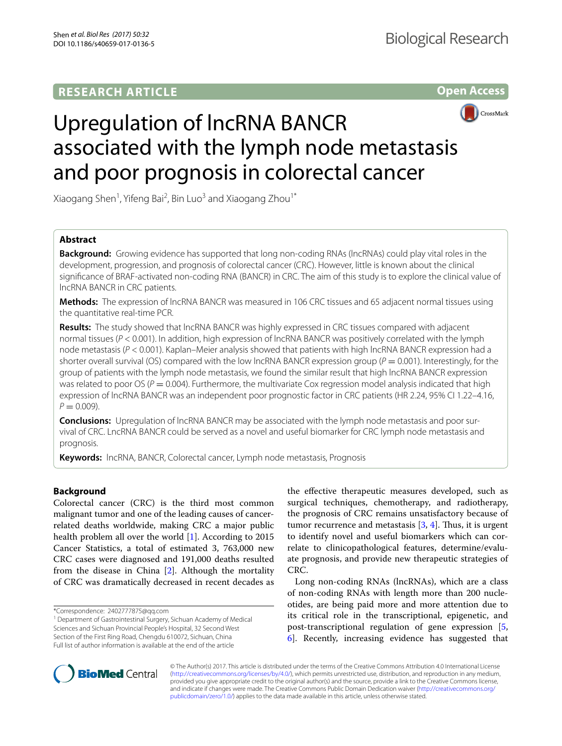RESEARCH ARTICLE

Open Access

# Upregulation of lncRNA BANCR associated with the lymph node metastasis and poor prognosis in colorectal cancer

Xiaogang Shen[1], Yifeng Bai[2], Bin Luo[3] and Xiaogang Zhou[1*]

## Abstract

**Background:** Growing evidence has supported that long non-coding RNAs (lncRNAs) could play vital roles in the development, progression, and prognosis of colorectal cancer (CRC). However, little is known about the clinical significance of BRAF-activated non-coding RNA (BANCR) in CRC. The aim of this study is to explore the clinical value of lncRNA BANCR in CRC patients.

**Methods:** The expression of lncRNA BANCR was measured in 106 CRC tissues and 65 adjacent normal tissues using the quantitative real-time PCR.

**Results:** The study showed that lncRNA BANCR was highly expressed in CRC tissues compared with adjacent normal tissues ($P < 0.001$). In addition, high expression of lncRNA BANCR was positively correlated with the lymph node metastasis ($P < 0.001$). Kaplan–Meier analysis showed that patients with high lncRNA BANCR expression had a shorter overall survival (OS) compared with the low lncRNA BANCR expression group ($P = 0.001$). Interestingly, for the group of patients with the lymph node metastasis, we found the similar result that high lncRNA BANCR expression was related to poor OS ($P = 0.004$). Furthermore, the multivariate Cox regression model analysis indicated that high expression of lncRNA BANCR was an independent poor prognostic factor in CRC patients (HR 2.24, 95% CI 1.22–4.16, $P = 0.009$).

**Conclusions:** Upregulation of lncRNA BANCR may be associated with the lymph node metastasis and poor survival of CRC. LncRNA BANCR could be served as a novel and useful biomarker for CRC lymph node metastasis and prognosis.

**Keywords:** lncRNA, BANCR, Colorectal cancer, Lymph node metastasis, Prognosis

## Background

Colorectal cancer (CRC) is the third most common malignant tumor and one of the leading causes of cancer-related deaths worldwide, making CRC a major public health problem all over the world [1]. According to 2015 Cancer Statistics, a total of estimated 3, 763,000 new CRC cases were diagnosed and 191,000 deaths resulted from the disease in China [2]. Although the mortality of CRC was dramatically decreased in recent decades as the effective therapeutic measures developed, such as surgical techniques, chemotherapy, and radiotherapy, the prognosis of CRC remains unsatisfactory because of tumor recurrence and metastasis [3, 4]. Thus, it is urgent to identify novel and useful biomarkers which can correlate to clinicopathological features, determine/evaluate prognosis, and provide new therapeutic strategies of CRC.

Long non-coding RNAs (lncRNAs), which are a class of non-coding RNAs with length more than 200 nucleotides, are being paid more and more attention due to its critical role in the transcriptional, epigenetic, and post-transcriptional regulation of gene expression [5, 6]. Recently, increasing evidence has suggested that

*Correspondence: 2402777875@qq.com
[1] Department of Gastrointestinal Surgery, Sichuan Academy of Medical Sciences and Sichuan Provincial People's Hospital, 32 Second West Section of the First Ring Road, Chengdu 610072, Sichuan, China
Full list of author information is available at the end of the article

© The Author(s) 2017. This article is distributed under the terms of the Creative Commons Attribution 4.0 International License (http://creativecommons.org/licenses/by/4.0/), which permits unrestricted use, distribution, and reproduction in any medium, provided you give appropriate credit to the original author(s) and the source, provide a link to the Creative Commons license, and indicate if changes were made. The Creative Commons Public Domain Dedication waiver (http://creativecommons.org/publicdomain/zero/1.0/) applies to the data made available in this article, unless otherwise stated.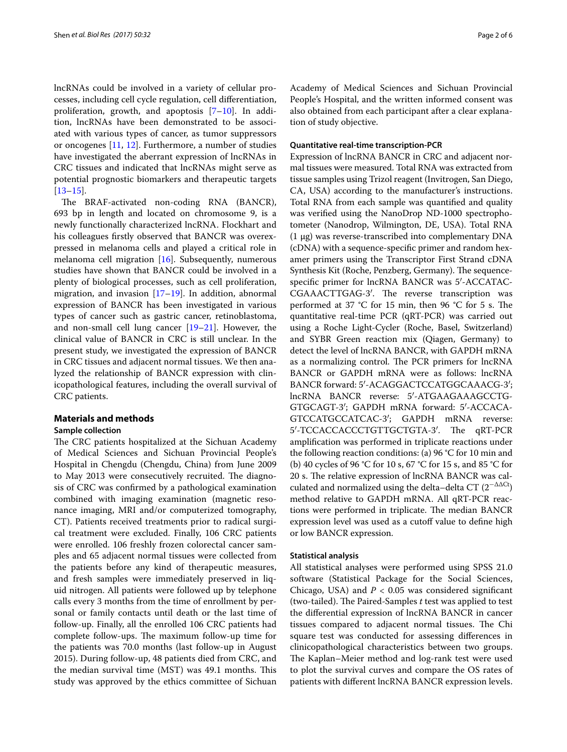lncRNAs could be involved in a variety of cellular processes, including cell cycle regulation, cell differentiation, proliferation, growth, and apoptosis [7–10]. In addition, lncRNAs have been demonstrated to be associated with various types of cancer, as tumor suppressors or oncogenes [11, 12]. Furthermore, a number of studies have investigated the aberrant expression of lncRNAs in CRC tissues and indicated that lncRNAs might serve as potential prognostic biomarkers and therapeutic targets [13–15].

The BRAF-activated non-coding RNA (BANCR), 693 bp in length and located on chromosome 9, is a newly functionally characterized lncRNA. Flockhart and his colleagues firstly observed that BANCR was overexpressed in melanoma cells and played a critical role in melanoma cell migration [16]. Subsequently, numerous studies have shown that BANCR could be involved in a plenty of biological processes, such as cell proliferation, migration, and invasion [17–19]. In addition, abnormal expression of BANCR has been investigated in various types of cancer such as gastric cancer, retinoblastoma, and non-small cell lung cancer [19–21]. However, the clinical value of BANCR in CRC is still unclear. In the present study, we investigated the expression of BANCR in CRC tissues and adjacent normal tissues. We then analyzed the relationship of BANCR expression with clinicopathological features, including the overall survival of CRC patients.

## Materials and methods

### Sample collection

The CRC patients hospitalized at the Sichuan Academy of Medical Sciences and Sichuan Provincial People's Hospital in Chengdu (Chengdu, China) from June 2009 to May 2013 were consecutively recruited. The diagnosis of CRC was confirmed by a pathological examination combined with imaging examination (magnetic resonance imaging, MRI and/or computerized tomography, CT). Patients received treatments prior to radical surgical treatment were excluded. Finally, 106 CRC patients were enrolled. 106 freshly frozen colorectal cancer samples and 65 adjacent normal tissues were collected from the patients before any kind of therapeutic measures, and fresh samples were immediately preserved in liquid nitrogen. All patients were followed up by telephone calls every 3 months from the time of enrollment by personal or family contacts until death or the last time of follow-up. Finally, all the enrolled 106 CRC patients had complete follow-ups. The maximum follow-up time for the patients was 70.0 months (last follow-up in August 2015). During follow-up, 48 patients died from CRC, and the median survival time (MST) was 49.1 months. This study was approved by the ethics committee of Sichuan Academy of Medical Sciences and Sichuan Provincial People's Hospital, and the written informed consent was also obtained from each participant after a clear explanation of study objective.

### Quantitative real-time transcription-PCR

Expression of lncRNA BANCR in CRC and adjacent normal tissues were measured. Total RNA was extracted from tissue samples using Trizol reagent (Invitrogen, San Diego, CA, USA) according to the manufacturer's instructions. Total RNA from each sample was quantified and quality was verified using the NanoDrop ND-1000 spectrophotometer (Nanodrop, Wilmington, DE, USA). Total RNA (1 μg) was reverse-transcribed into complementary DNA (cDNA) with a sequence-specific primer and random hexamer primers using the Transcriptor First Strand cDNA Synthesis Kit (Roche, Penzberg, Germany). The sequence-specific primer for lncRNA BANCR was 5′-ACCATACCGAAACTTGAG-3′. The reverse transcription was performed at 37 °C for 15 min, then 96 °C for 5 s. The quantitative real-time PCR (qRT-PCR) was carried out using a Roche Light-Cycler (Roche, Basel, Switzerland) and SYBR Green reaction mix (Qiagen, Germany) to detect the level of lncRNA BANCR, with GAPDH mRNA as a normalizing control. The PCR primers for lncRNA BANCR or GAPDH mRNA were as follows: lncRNA BANCR forward: 5′-ACAGGACTCCATGGCAAACG-3′; lncRNA BANCR reverse: 5′-ATGAAGAAAGCCTGGTGCAGT-3′; GAPDH mRNA forward: 5′-ACCACAGTCCATGCCATCAC-3′; GAPDH mRNA reverse: 5′-TCCACCACCCTGTTGCTGTA-3′. The qRT-PCR amplification was performed in triplicate reactions under the following reaction conditions: (a) 96 °C for 10 min and (b) 40 cycles of 96 °C for 10 s, 67 °C for 15 s, and 85 °C for 20 s. The relative expression of lncRNA BANCR was calculated and normalized using the delta–delta CT ($2^{-\Delta\Delta Ct}$) method relative to GAPDH mRNA. All qRT-PCR reactions were performed in triplicate. The median BANCR expression level was used as a cutoff value to define high or low BANCR expression.

### Statistical analysis

All statistical analyses were performed using SPSS 21.0 software (Statistical Package for the Social Sciences, Chicago, USA) and $P < 0.05$ was considered significant (two-tailed). The Paired-Samples *t* test was applied to test the differential expression of lncRNA BANCR in cancer tissues compared to adjacent normal tissues. The Chi square test was conducted for assessing differences in clinicopathological characteristics between two groups. The Kaplan–Meier method and log-rank test were used to plot the survival curves and compare the OS rates of patients with different lncRNA BANCR expression levels.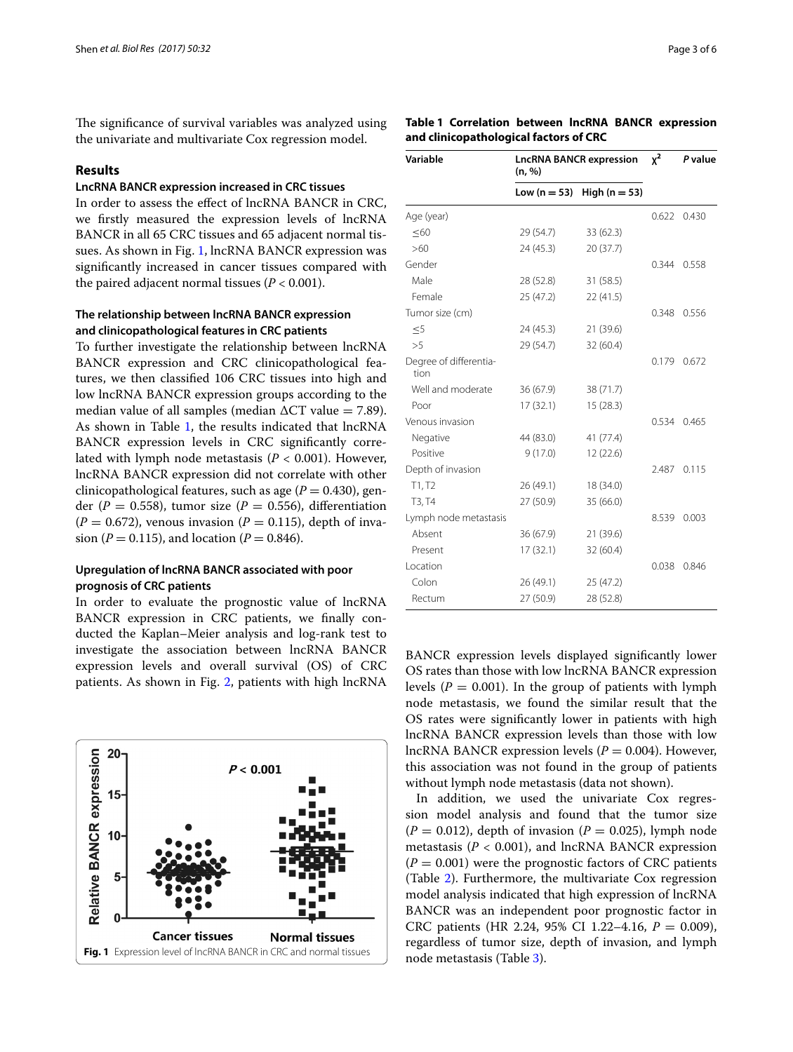The significance of survival variables was analyzed using the univariate and multivariate Cox regression model.

## Results

### LncRNA BANCR expression increased in CRC tissues

In order to assess the effect of lncRNA BANCR in CRC, we firstly measured the expression levels of lncRNA BANCR in all 65 CRC tissues and 65 adjacent normal tissues. As shown in Fig. 1, lncRNA BANCR expression was significantly increased in cancer tissues compared with the paired adjacent normal tissues ($P < 0.001$).

### The relationship between lncRNA BANCR expression and clinicopathological features in CRC patients

To further investigate the relationship between lncRNA BANCR expression and CRC clinicopathological features, we then classified 106 CRC tissues into high and low lncRNA BANCR expression groups according to the median value of all samples (median ΔCT value = 7.89). As shown in Table 1, the results indicated that lncRNA BANCR expression levels in CRC significantly correlated with lymph node metastasis ($P < 0.001$). However, lncRNA BANCR expression did not correlate with other clinicopathological features, such as age ($P = 0.430$), gender ($P = 0.558$), tumor size ($P = 0.556$), differentiation ($P = 0.672$), venous invasion ($P = 0.115$), depth of invasion ($P = 0.115$), and location ($P = 0.846$).

### Upregulation of lncRNA BANCR associated with poor prognosis of CRC patients

In order to evaluate the prognostic value of lncRNA BANCR expression in CRC patients, we finally conducted the Kaplan–Meier analysis and log-rank test to investigate the association between lncRNA BANCR expression levels and overall survival (OS) of CRC patients. As shown in Fig. 2, patients with high lncRNA BANCR expression levels displayed significantly lower OS rates than those with low lncRNA BANCR expression levels ($P = 0.001$). In the group of patients with lymph node metastasis, we found the similar result that the OS rates were significantly lower in patients with high lncRNA BANCR expression levels than those with low lncRNA BANCR expression levels ($P = 0.004$). However, this association was not found in the group of patients without lymph node metastasis (data not shown).

In addition, we used the univariate Cox regression model analysis and found that the tumor size ($P = 0.012$), depth of invasion ($P = 0.025$), lymph node metastasis ($P < 0.001$), and lncRNA BANCR expression ($P = 0.001$) were the prognostic factors of CRC patients (Table 2). Furthermore, the multivariate Cox regression model analysis indicated that high expression of lncRNA BANCR was an independent poor prognostic factor in CRC patients (HR 2.24, 95% CI 1.22–4.16, $P = 0.009$), regardless of tumor size, depth of invasion, and lymph node metastasis (Table 3).

**Table 1 Correlation between lncRNA BANCR expression and clinicopathological factors of CRC**

| Variable | LncRNA BANCR expression (n, %) | | $\chi^2$ | *P* value |
|---|---|---|---|---|
| | Low (n = 53) | High (n = 53) | | |
| Age (year) | | | 0.622 | 0.430 |
| ≤60 | 29 (54.7) | 33 (62.3) | | |
| >60 | 24 (45.3) | 20 (37.7) | | |
| Gender | | | 0.344 | 0.558 |
| Male | 28 (52.8) | 31 (58.5) | | |
| Female | 25 (47.2) | 22 (41.5) | | |
| Tumor size (cm) | | | 0.348 | 0.556 |
| ≤5 | 24 (45.3) | 21 (39.6) | | |
| >5 | 29 (54.7) | 32 (60.4) | | |
| Degree of differentiation | | | 0.179 | 0.672 |
| Well and moderate | 36 (67.9) | 38 (71.7) | | |
| Poor | 17 (32.1) | 15 (28.3) | | |
| Venous invasion | | | 0.534 | 0.465 |
| Negative | 44 (83.0) | 41 (77.4) | | |
| Positive | 9 (17.0) | 12 (22.6) | | |
| Depth of invasion | | | 2.487 | 0.115 |
| T1, T2 | 26 (49.1) | 18 (34.0) | | |
| T3, T4 | 27 (50.9) | 35 (66.0) | | |
| Lymph node metastasis | | | 8.539 | 0.003 |
| Absent | 36 (67.9) | 21 (39.6) | | |
| Present | 17 (32.1) | 32 (60.4) | | |
| Location | | | 0.038 | 0.846 |
| Colon | 26 (49.1) | 25 (47.2) | | |
| Rectum | 27 (50.9) | 28 (52.8) | | |

**Fig. 1** Expression level of lncRNA BANCR in CRC and normal tissues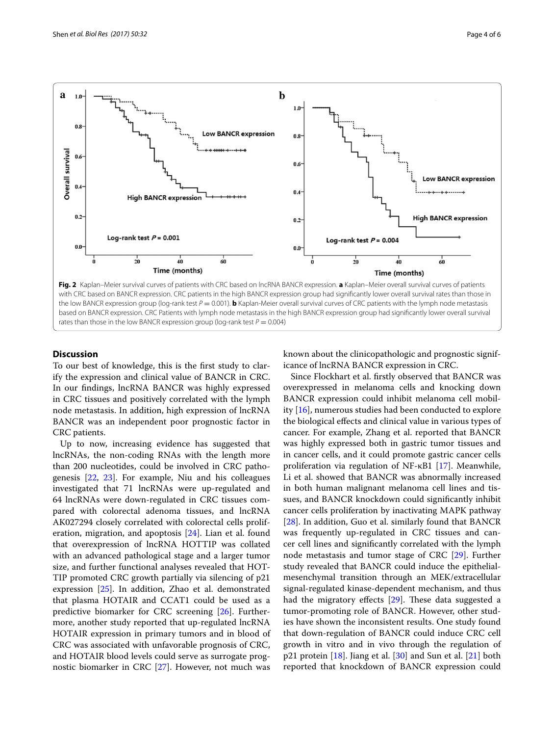Fig. 2 Kaplan–Meier survival curves of patients with CRC based on lncRNA BANCR expression. **a** Kaplan–Meier overall survival curves of patients with CRC based on BANCR expression. CRC patients in the high BANCR expression group had significantly lower overall survival rates than those in the low BANCR expression group (log-rank test $P = 0.001$). **b** Kaplan-Meier overall survival curves of CRC patients with the lymph node metastasis based on BANCR expression. CRC Patients with lymph node metastasis in the high BANCR expression group had significantly lower overall survival rates than those in the low BANCR expression group (log-rank test $P = 0.004$)

## Discussion

To our best of knowledge, this is the first study to clarify the expression and clinical value of BANCR in CRC. In our findings, lncRNA BANCR was highly expressed in CRC tissues and positively correlated with the lymph node metastasis. In addition, high expression of lncRNA BANCR was an independent poor prognostic factor in CRC patients.

Up to now, increasing evidence has suggested that lncRNAs, the non-coding RNAs with the length more than 200 nucleotides, could be involved in CRC pathogenesis [22, 23]. For example, Niu and his colleagues investigated that 71 lncRNAs were up-regulated and 64 lncRNAs were down-regulated in CRC tissues compared with colorectal adenoma tissues, and lncRNA AK027294 closely correlated with colorectal cells proliferation, migration, and apoptosis [24]. Lian et al. found that overexpression of lncRNA HOTTIP was collated with an advanced pathological stage and a larger tumor size, and further functional analyses revealed that HOTTIP promoted CRC growth partially via silencing of p21 expression [25]. In addition, Zhao et al. demonstrated that plasma HOTAIR and CCAT1 could be used as a predictive biomarker for CRC screening [26]. Furthermore, another study reported that up-regulated lncRNA HOTAIR expression in primary tumors and in blood of CRC was associated with unfavorable prognosis of CRC, and HOTAIR blood levels could serve as surrogate prognostic biomarker in CRC [27]. However, not much was known about the clinicopathologic and prognostic significance of lncRNA BANCR expression in CRC.

Since Flockhart et al. firstly observed that BANCR was overexpressed in melanoma cells and knocking down BANCR expression could inhibit melanoma cell mobility [16], numerous studies had been conducted to explore the biological effects and clinical value in various types of cancer. For example, Zhang et al. reported that BANCR was highly expressed both in gastric tumor tissues and in cancer cells, and it could promote gastric cancer cells proliferation via regulation of NF-κB1 [17]. Meanwhile, Li et al. showed that BANCR was abnormally increased in both human malignant melanoma cell lines and tissues, and BANCR knockdown could significantly inhibit cancer cells proliferation by inactivating MAPK pathway [28]. In addition, Guo et al. similarly found that BANCR was frequently up-regulated in CRC tissues and cancer cell lines and significantly correlated with the lymph node metastasis and tumor stage of CRC [29]. Further study revealed that BANCR could induce the epithelial-mesenchymal transition through an MEK/extracellular signal-regulated kinase-dependent mechanism, and thus had the migratory effects [29]. These data suggested a tumor-promoting role of BANCR. However, other studies have shown the inconsistent results. One study found that down-regulation of BANCR could induce CRC cell growth in vitro and in vivo through the regulation of p21 protein [18]. Jiang et al. [30] and Sun et al. [21] both reported that knockdown of BANCR expression could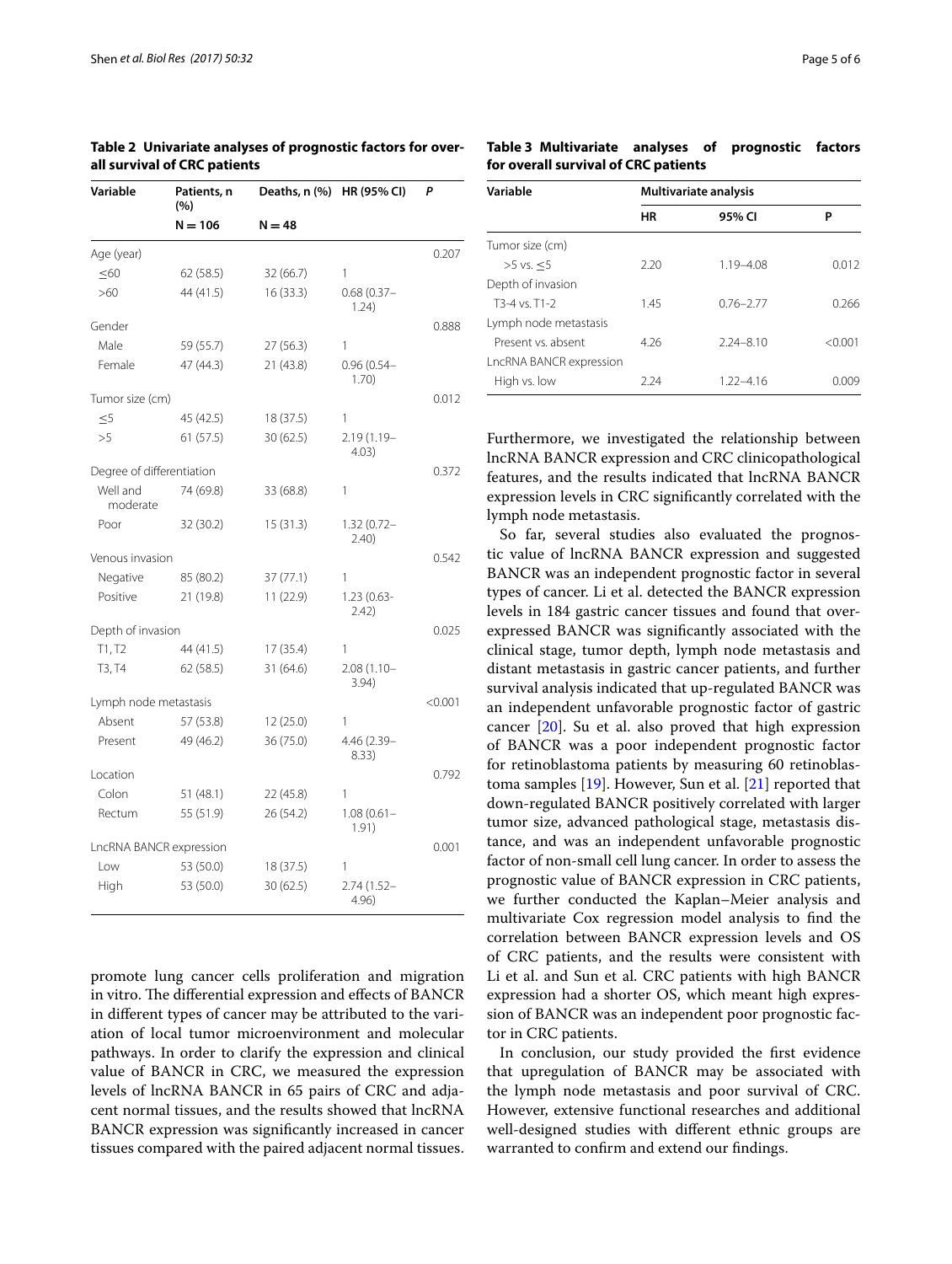**Table 2 Univariate analyses of prognostic factors for overall survival of CRC patients**

| Variable | Patients, n (%) | Deaths, n (%) | HR (95% CI) | P |
|---|---|---|---|---|
| | N = 106 | N = 48 | | |
| Age (year) | | | | 0.207 |
| ≤60 | 62 (58.5) | 32 (66.7) | 1 | |
| >60 | 44 (41.5) | 16 (33.3) | 0.68 (0.37–1.24) | |
| Gender | | | | 0.888 |
| Male | 59 (55.7) | 27 (56.3) | 1 | |
| Female | 47 (44.3) | 21 (43.8) | 0.96 (0.54–1.70) | |
| Tumor size (cm) | | | | 0.012 |
| ≤5 | 45 (42.5) | 18 (37.5) | 1 | |
| >5 | 61 (57.5) | 30 (62.5) | 2.19 (1.19–4.03) | |
| Degree of differentiation | | | | 0.372 |
| Well and moderate | 74 (69.8) | 33 (68.8) | 1 | |
| Poor | 32 (30.2) | 15 (31.3) | 1.32 (0.72–2.40) | |
| Venous invasion | | | | 0.542 |
| Negative | 85 (80.2) | 37 (77.1) | 1 | |
| Positive | 21 (19.8) | 11 (22.9) | 1.23 (0.63-2.42) | |
| Depth of invasion | | | | 0.025 |
| T1, T2 | 44 (41.5) | 17 (35.4) | 1 | |
| T3, T4 | 62 (58.5) | 31 (64.6) | 2.08 (1.10–3.94) | |
| Lymph node metastasis | | | | <0.001 |
| Absent | 57 (53.8) | 12 (25.0) | 1 | |
| Present | 49 (46.2) | 36 (75.0) | 4.46 (2.39–8.33) | |
| Location | | | | 0.792 |
| Colon | 51 (48.1) | 22 (45.8) | 1 | |
| Rectum | 55 (51.9) | 26 (54.2) | 1.08 (0.61–1.91) | |
| LncRNA BANCR expression | | | | 0.001 |
| Low | 53 (50.0) | 18 (37.5) | 1 | |
| High | 53 (50.0) | 30 (62.5) | 2.74 (1.52–4.96) | |

promote lung cancer cells proliferation and migration in vitro. The differential expression and effects of BANCR in different types of cancer may be attributed to the variation of local tumor microenvironment and molecular pathways. In order to clarify the expression and clinical value of BANCR in CRC, we measured the expression levels of lncRNA BANCR in 65 pairs of CRC and adjacent normal tissues, and the results showed that lncRNA BANCR expression was significantly increased in cancer tissues compared with the paired adjacent normal tissues.

**Table 3 Multivariate analyses of prognostic factors for overall survival of CRC patients**

| Variable | Multivariate analysis | | |
|---|---|---|---|
| | HR | 95% CI | P |
| Tumor size (cm) | | | |
| >5 vs. ≤5 | 2.20 | 1.19–4.08 | 0.012 |
| Depth of invasion | | | |
| T3-4 vs. T1-2 | 1.45 | 0.76–2.77 | 0.266 |
| Lymph node metastasis | | | |
| Present vs. absent | 4.26 | 2.24–8.10 | <0.001 |
| LncRNA BANCR expression | | | |
| High vs. low | 2.24 | 1.22–4.16 | 0.009 |

Furthermore, we investigated the relationship between lncRNA BANCR expression and CRC clinicopathological features, and the results indicated that lncRNA BANCR expression levels in CRC significantly correlated with the lymph node metastasis.

So far, several studies also evaluated the prognostic value of lncRNA BANCR expression and suggested BANCR was an independent prognostic factor in several types of cancer. Li et al. detected the BANCR expression levels in 184 gastric cancer tissues and found that overexpressed BANCR was significantly associated with the clinical stage, tumor depth, lymph node metastasis and distant metastasis in gastric cancer patients, and further survival analysis indicated that up-regulated BANCR was an independent unfavorable prognostic factor of gastric cancer [20]. Su et al. also proved that high expression of BANCR was a poor independent prognostic factor for retinoblastoma patients by measuring 60 retinoblastoma samples [19]. However, Sun et al. [21] reported that down-regulated BANCR positively correlated with larger tumor size, advanced pathological stage, metastasis distance, and was an independent unfavorable prognostic factor of non-small cell lung cancer. In order to assess the prognostic value of BANCR expression in CRC patients, we further conducted the Kaplan–Meier analysis and multivariate Cox regression model analysis to find the correlation between BANCR expression levels and OS of CRC patients, and the results were consistent with Li et al. and Sun et al. CRC patients with high BANCR expression had a shorter OS, which meant high expression of BANCR was an independent poor prognostic factor in CRC patients.

In conclusion, our study provided the first evidence that upregulation of BANCR may be associated with the lymph node metastasis and poor survival of CRC. However, extensive functional researches and additional well-designed studies with different ethnic groups are warranted to confirm and extend our findings.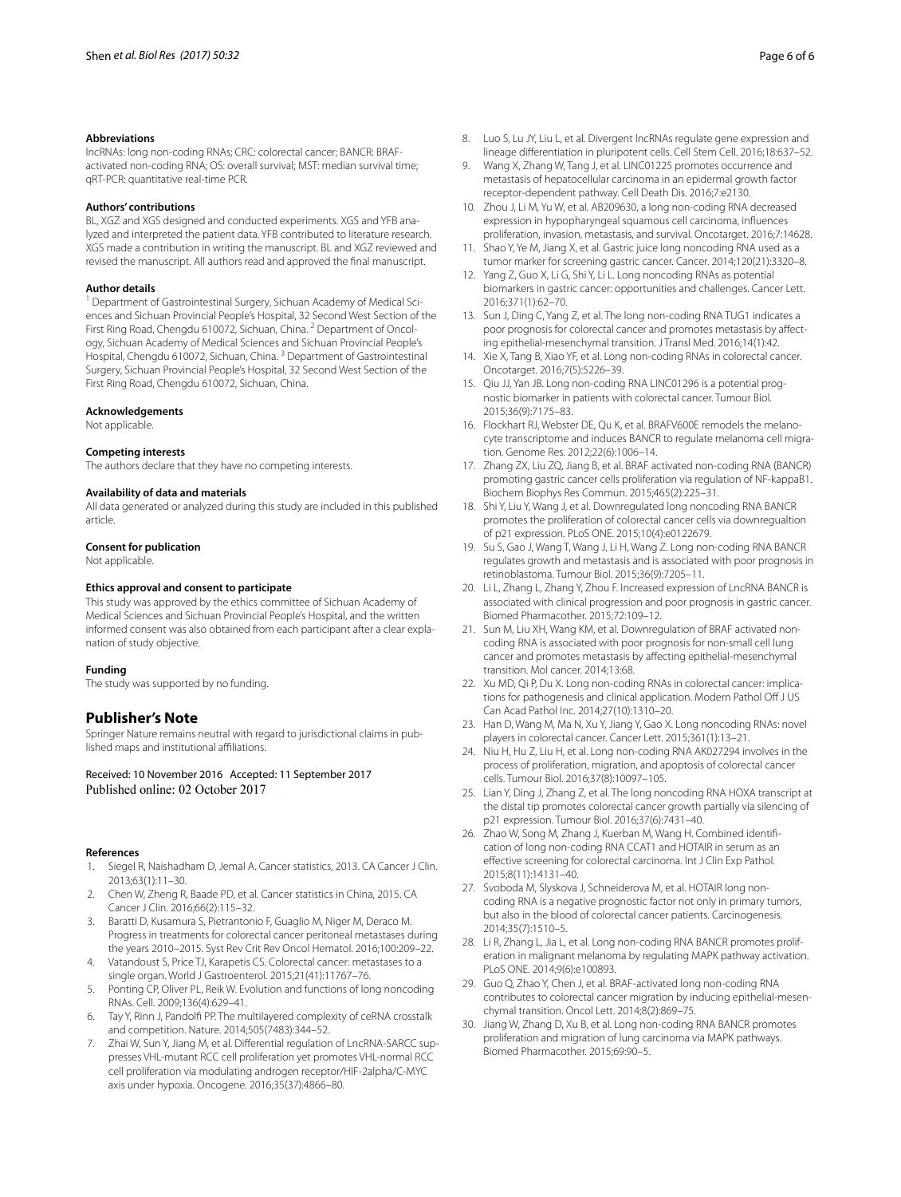### Abbreviations

lncRNAs: long non-coding RNAs; CRC: colorectal cancer; BANCR: BRAF-activated non-coding RNA; OS: overall survival; MST: median survival time; qRT-PCR: quantitative real-time PCR.

### Authors' contributions

BL, XGZ and XGS designed and conducted experiments. XGS and YFB analyzed and interpreted the patient data. YFB contributed to literature research. XGS made a contribution in writing the manuscript. BL and XGZ reviewed and revised the manuscript. All authors read and approved the final manuscript.

### Author details

[1] Department of Gastrointestinal Surgery, Sichuan Academy of Medical Sciences and Sichuan Provincial People's Hospital, 32 Second West Section of the First Ring Road, Chengdu 610072, Sichuan, China. [2] Department of Oncology, Sichuan Academy of Medical Sciences and Sichuan Provincial People's Hospital, Chengdu 610072, Sichuan, China. [3] Department of Gastrointestinal Surgery, Sichuan Provincial People's Hospital, 32 Second West Section of the First Ring Road, Chengdu 610072, Sichuan, China.

### Acknowledgements

Not applicable.

### Competing interests

The authors declare that they have no competing interests.

### Availability of data and materials

All data generated or analyzed during this study are included in this published article.

### Consent for publication

Not applicable.

### Ethics approval and consent to participate

This study was approved by the ethics committee of Sichuan Academy of Medical Sciences and Sichuan Provincial People's Hospital, and the written informed consent was also obtained from each participant after a clear explanation of study objective.

### Funding

The study was supported by no funding.

## Publisher's Note

Springer Nature remains neutral with regard to jurisdictional claims in published maps and institutional affiliations.

Received: 10 November 2016 Accepted: 11 September 2017
Published online: 02 October 2017

### References

1. Siegel R, Naishadham D, Jemal A. Cancer statistics, 2013. CA Cancer J Clin. 2013;63(1):11–30.
2. Chen W, Zheng R, Baade PD, et al. Cancer statistics in China, 2015. CA Cancer J Clin. 2016;66(2):115–32.
3. Baratti D, Kusamura S, Pietrantonio F, Guaglio M, Niger M, Deraco M. Progress in treatments for colorectal cancer peritoneal metastases during the years 2010–2015. Syst Rev Crit Rev Oncol Hematol. 2016;100:209–22.
4. Vatandoust S, Price TJ, Karapetis CS. Colorectal cancer: metastases to a single organ. World J Gastroenterol. 2015;21(41):11767–76.
5. Ponting CP, Oliver PL, Reik W. Evolution and functions of long noncoding RNAs. Cell. 2009;136(4):629–41.
6. Tay Y, Rinn J, Pandolfi PP. The multilayered complexity of ceRNA crosstalk and competition. Nature. 2014;505(7483):344–52.
7. Zhai W, Sun Y, Jiang M, et al. Differential regulation of LncRNA-SARCC suppresses VHL-mutant RCC cell proliferation yet promotes VHL-normal RCC cell proliferation via modulating androgen receptor/HIF-2alpha/C-MYC axis under hypoxia. Oncogene. 2016;35(37):4866–80.
8. Luo S, Lu JY, Liu L, et al. Divergent lncRNAs regulate gene expression and lineage differentiation in pluripotent cells. Cell Stem Cell. 2016;18:637–52.
9. Wang X, Zhang W, Tang J, et al. LINC01225 promotes occurrence and metastasis of hepatocellular carcinoma in an epidermal growth factor receptor-dependent pathway. Cell Death Dis. 2016;7:e2130.
10. Zhou J, Li M, Yu W, et al. AB209630, a long non-coding RNA decreased expression in hypopharyngeal squamous cell carcinoma, influences proliferation, invasion, metastasis, and survival. Oncotarget. 2016;7:14628.
11. Shao Y, Ye M, Jiang X, et al. Gastric juice long noncoding RNA used as a tumor marker for screening gastric cancer. Cancer. 2014;120(21):3320–8.
12. Yang Z, Guo X, Li G, Shi Y, Li L. Long noncoding RNAs as potential biomarkers in gastric cancer: opportunities and challenges. Cancer Lett. 2016;371(1):62–70.
13. Sun J, Ding C, Yang Z, et al. The long non-coding RNA TUG1 indicates a poor prognosis for colorectal cancer and promotes metastasis by affecting epithelial-mesenchymal transition. J Transl Med. 2016;14(1):42.
14. Xie X, Tang B, Xiao YF, et al. Long non-coding RNAs in colorectal cancer. Oncotarget. 2016;7(5):5226–39.
15. Qiu JJ, Yan JB. Long non-coding RNA LINC01296 is a potential prognostic biomarker in patients with colorectal cancer. Tumour Biol. 2015;36(9):7175–83.
16. Flockhart RJ, Webster DE, Qu K, et al. BRAFV600E remodels the melanocyte transcriptome and induces BANCR to regulate melanoma cell migration. Genome Res. 2012;22(6):1006–14.
17. Zhang ZX, Liu ZQ, Jiang B, et al. BRAF activated non-coding RNA (BANCR) promoting gastric cancer cells proliferation via regulation of NF-kappaB1. Biochem Biophys Res Commun. 2015;465(2):225–31.
18. Shi Y, Liu Y, Wang J, et al. Downregulated long noncoding RNA BANCR promotes the proliferation of colorectal cancer cells via downregualtion of p21 expression. PLoS ONE. 2015;10(4):e0122679.
19. Su S, Gao J, Wang T, Wang J, Li H, Wang Z. Long non-coding RNA BANCR regulates growth and metastasis and is associated with poor prognosis in retinoblastoma. Tumour Biol. 2015;36(9):7205–11.
20. Li L, Zhang L, Zhang Y, Zhou F. Increased expression of LncRNA BANCR is associated with clinical progression and poor prognosis in gastric cancer. Biomed Pharmacother. 2015;72:109–12.
21. Sun M, Liu XH, Wang KM, et al. Downregulation of BRAF activated non-coding RNA is associated with poor prognosis for non-small cell lung cancer and promotes metastasis by affecting epithelial-mesenchymal transition. Mol cancer. 2014;13:68.
22. Xu MD, Qi P, Du X. Long non-coding RNAs in colorectal cancer: implications for pathogenesis and clinical application. Modern Pathol Off J US Can Acad Pathol Inc. 2014;27(10):1310–20.
23. Han D, Wang M, Ma N, Xu Y, Jiang Y, Gao X. Long noncoding RNAs: novel players in colorectal cancer. Cancer Lett. 2015;361(1):13–21.
24. Niu H, Hu Z, Liu H, et al. Long non-coding RNA AK027294 involves in the process of proliferation, migration, and apoptosis of colorectal cancer cells. Tumour Biol. 2016;37(8):10097–105.
25. Lian Y, Ding J, Zhang Z, et al. The long noncoding RNA HOXA transcript at the distal tip promotes colorectal cancer growth partially via silencing of p21 expression. Tumour Biol. 2016;37(6):7431–40.
26. Zhao W, Song M, Zhang J, Kuerban M, Wang H. Combined identification of long non-coding RNA CCAT1 and HOTAIR in serum as an effective screening for colorectal carcinoma. Int J Clin Exp Pathol. 2015;8(11):14131–40.
27. Svoboda M, Slyskova J, Schneiderova M, et al. HOTAIR long non-coding RNA is a negative prognostic factor not only in primary tumors, but also in the blood of colorectal cancer patients. Carcinogenesis. 2014;35(7):1510–5.
28. Li R, Zhang L, Jia L, et al. Long non-coding RNA BANCR promotes proliferation in malignant melanoma by regulating MAPK pathway activation. PLoS ONE. 2014;9(6):e100893.
29. Guo Q, Zhao Y, Chen J, et al. BRAF-activated long non-coding RNA contributes to colorectal cancer migration by inducing epithelial-mesenchymal transition. Oncol Lett. 2014;8(2):869–75.
30. Jiang W, Zhang D, Xu B, et al. Long non-coding RNA BANCR promotes proliferation and migration of lung carcinoma via MAPK pathways. Biomed Pharmacother. 2015;69:90–5.